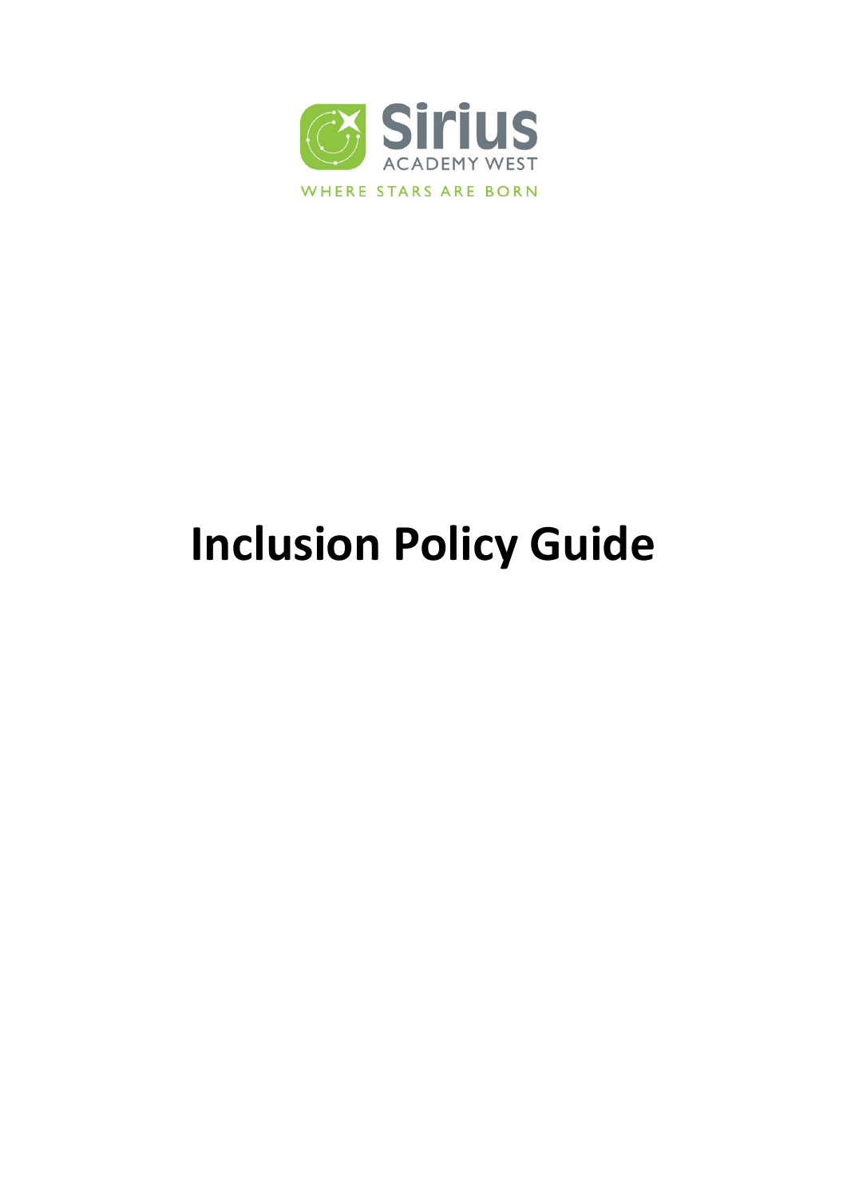Sirius

ACADEMY WEST

WHERE STARS ARE BORN

# Inclusion Policy Guide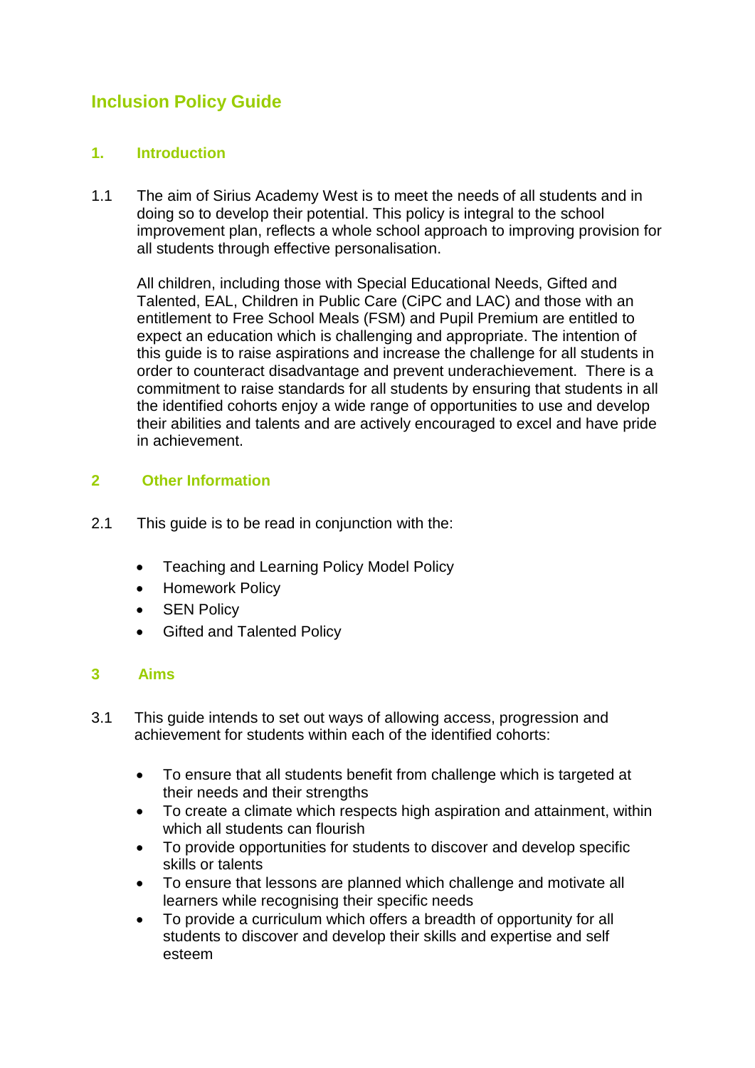# Inclusion Policy Guide

## 1. Introduction

1.1 The aim of Sirius Academy West is to meet the needs of all students and in doing so to develop their potential. This policy is integral to the school improvement plan, reflects a whole school approach to improving provision for all students through effective personalisation.

All children, including those with Special Educational Needs, Gifted and Talented, EAL, Children in Public Care (CiPC and LAC) and those with an entitlement to Free School Meals (FSM) and Pupil Premium are entitled to expect an education which is challenging and appropriate. The intention of this guide is to raise aspirations and increase the challenge for all students in order to counteract disadvantage and prevent underachievement. There is a commitment to raise standards for all students by ensuring that students in all the identified cohorts enjoy a wide range of opportunities to use and develop their abilities and talents and are actively encouraged to excel and have pride in achievement.

## 2 Other Information

2.1 This guide is to be read in conjunction with the:

- Teaching and Learning Policy Model Policy
- Homework Policy
- SEN Policy
- Gifted and Talented Policy

## 3 Aims

3.1 This guide intends to set out ways of allowing access, progression and achievement for students within each of the identified cohorts:

- To ensure that all students benefit from challenge which is targeted at their needs and their strengths
- To create a climate which respects high aspiration and attainment, within which all students can flourish
- To provide opportunities for students to discover and develop specific skills or talents
- To ensure that lessons are planned which challenge and motivate all learners while recognising their specific needs
- To provide a curriculum which offers a breadth of opportunity for all students to discover and develop their skills and expertise and self esteem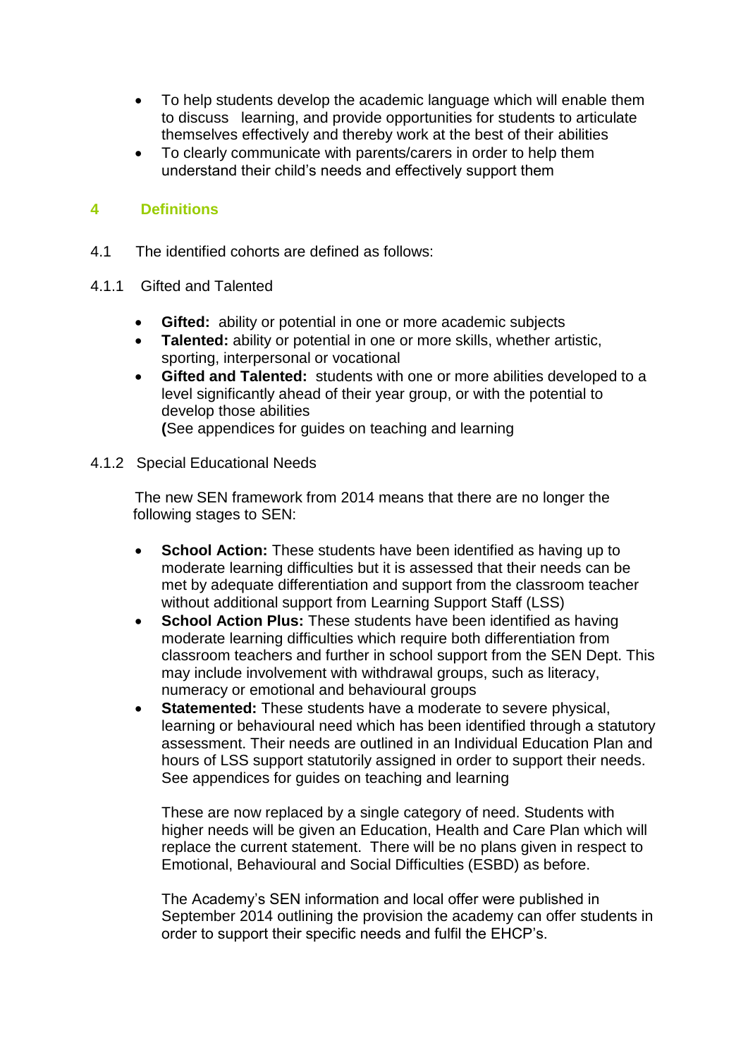- To help students develop the academic language which will enable them to discuss learning, and provide opportunities for students to articulate themselves effectively and thereby work at the best of their abilities
- To clearly communicate with parents/carers in order to help them understand their child's needs and effectively support them

## 4 Definitions

4.1 The identified cohorts are defined as follows:

4.1.1 Gifted and Talented

- **Gifted:** ability or potential in one or more academic subjects
- **Talented:** ability or potential in one or more skills, whether artistic, sporting, interpersonal or vocational
- **Gifted and Talented:** students with one or more abilities developed to a level significantly ahead of their year group, or with the potential to develop those abilities
  **(**See appendices for guides on teaching and learning

4.1.2 Special Educational Needs

The new SEN framework from 2014 means that there are no longer the following stages to SEN:

- **School Action:** These students have been identified as having up to moderate learning difficulties but it is assessed that their needs can be met by adequate differentiation and support from the classroom teacher without additional support from Learning Support Staff (LSS)
- **School Action Plus:** These students have been identified as having moderate learning difficulties which require both differentiation from classroom teachers and further in school support from the SEN Dept. This may include involvement with withdrawal groups, such as literacy, numeracy or emotional and behavioural groups
- **Statemented:** These students have a moderate to severe physical, learning or behavioural need which has been identified through a statutory assessment. Their needs are outlined in an Individual Education Plan and hours of LSS support statutorily assigned in order to support their needs. See appendices for guides on teaching and learning

  These are now replaced by a single category of need. Students with higher needs will be given an Education, Health and Care Plan which will replace the current statement. There will be no plans given in respect to Emotional, Behavioural and Social Difficulties (ESBD) as before.

  The Academy's SEN information and local offer were published in September 2014 outlining the provision the academy can offer students in order to support their specific needs and fulfil the EHCP's.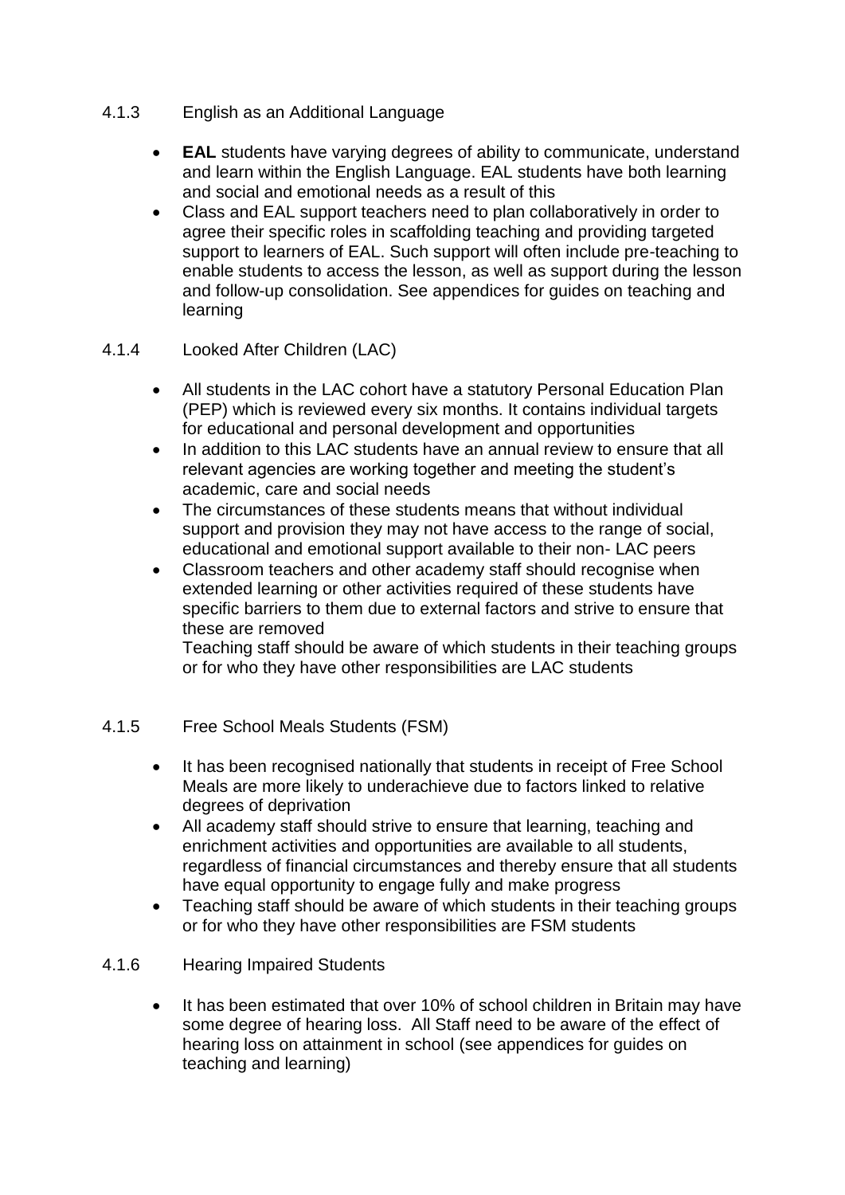### 4.1.3 English as an Additional Language

- **EAL** students have varying degrees of ability to communicate, understand and learn within the English Language. EAL students have both learning and social and emotional needs as a result of this
- Class and EAL support teachers need to plan collaboratively in order to agree their specific roles in scaffolding teaching and providing targeted support to learners of EAL. Such support will often include pre-teaching to enable students to access the lesson, as well as support during the lesson and follow-up consolidation. See appendices for guides on teaching and learning

### 4.1.4 Looked After Children (LAC)

- All students in the LAC cohort have a statutory Personal Education Plan (PEP) which is reviewed every six months. It contains individual targets for educational and personal development and opportunities
- In addition to this LAC students have an annual review to ensure that all relevant agencies are working together and meeting the student's academic, care and social needs
- The circumstances of these students means that without individual support and provision they may not have access to the range of social, educational and emotional support available to their non- LAC peers
- Classroom teachers and other academy staff should recognise when extended learning or other activities required of these students have specific barriers to them due to external factors and strive to ensure that these are removed
  Teaching staff should be aware of which students in their teaching groups or for who they have other responsibilities are LAC students

### 4.1.5 Free School Meals Students (FSM)

- It has been recognised nationally that students in receipt of Free School Meals are more likely to underachieve due to factors linked to relative degrees of deprivation
- All academy staff should strive to ensure that learning, teaching and enrichment activities and opportunities are available to all students, regardless of financial circumstances and thereby ensure that all students have equal opportunity to engage fully and make progress
- Teaching staff should be aware of which students in their teaching groups or for who they have other responsibilities are FSM students

### 4.1.6 Hearing Impaired Students

- It has been estimated that over 10% of school children in Britain may have some degree of hearing loss. All Staff need to be aware of the effect of hearing loss on attainment in school (see appendices for guides on teaching and learning)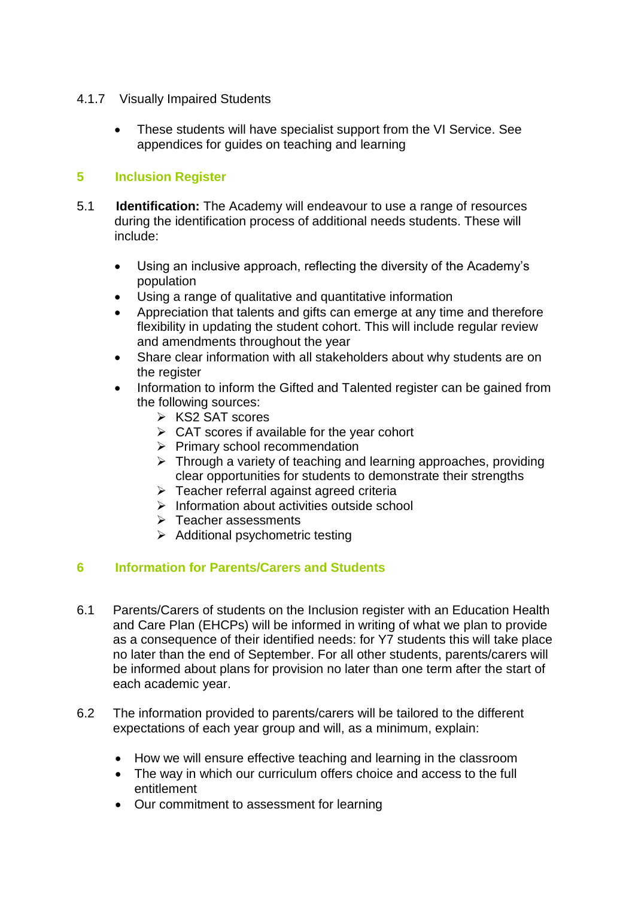4.1.7 Visually Impaired Students

- These students will have specialist support from the VI Service. See appendices for guides on teaching and learning

## 5 Inclusion Register

5.1 **Identification:** The Academy will endeavour to use a range of resources during the identification process of additional needs students. These will include:

- Using an inclusive approach, reflecting the diversity of the Academy's population
- Using a range of qualitative and quantitative information
- Appreciation that talents and gifts can emerge at any time and therefore flexibility in updating the student cohort. This will include regular review and amendments throughout the year
- Share clear information with all stakeholders about why students are on the register
- Information to inform the Gifted and Talented register can be gained from the following sources:
  - KS2 SAT scores
  - CAT scores if available for the year cohort
  - Primary school recommendation
  - Through a variety of teaching and learning approaches, providing clear opportunities for students to demonstrate their strengths
  - Teacher referral against agreed criteria
  - Information about activities outside school
  - Teacher assessments
  - Additional psychometric testing

## 6 Information for Parents/Carers and Students

6.1 Parents/Carers of students on the Inclusion register with an Education Health and Care Plan (EHCPs) will be informed in writing of what we plan to provide as a consequence of their identified needs: for Y7 students this will take place no later than the end of September. For all other students, parents/carers will be informed about plans for provision no later than one term after the start of each academic year.

6.2 The information provided to parents/carers will be tailored to the different expectations of each year group and will, as a minimum, explain:

- How we will ensure effective teaching and learning in the classroom
- The way in which our curriculum offers choice and access to the full entitlement
- Our commitment to assessment for learning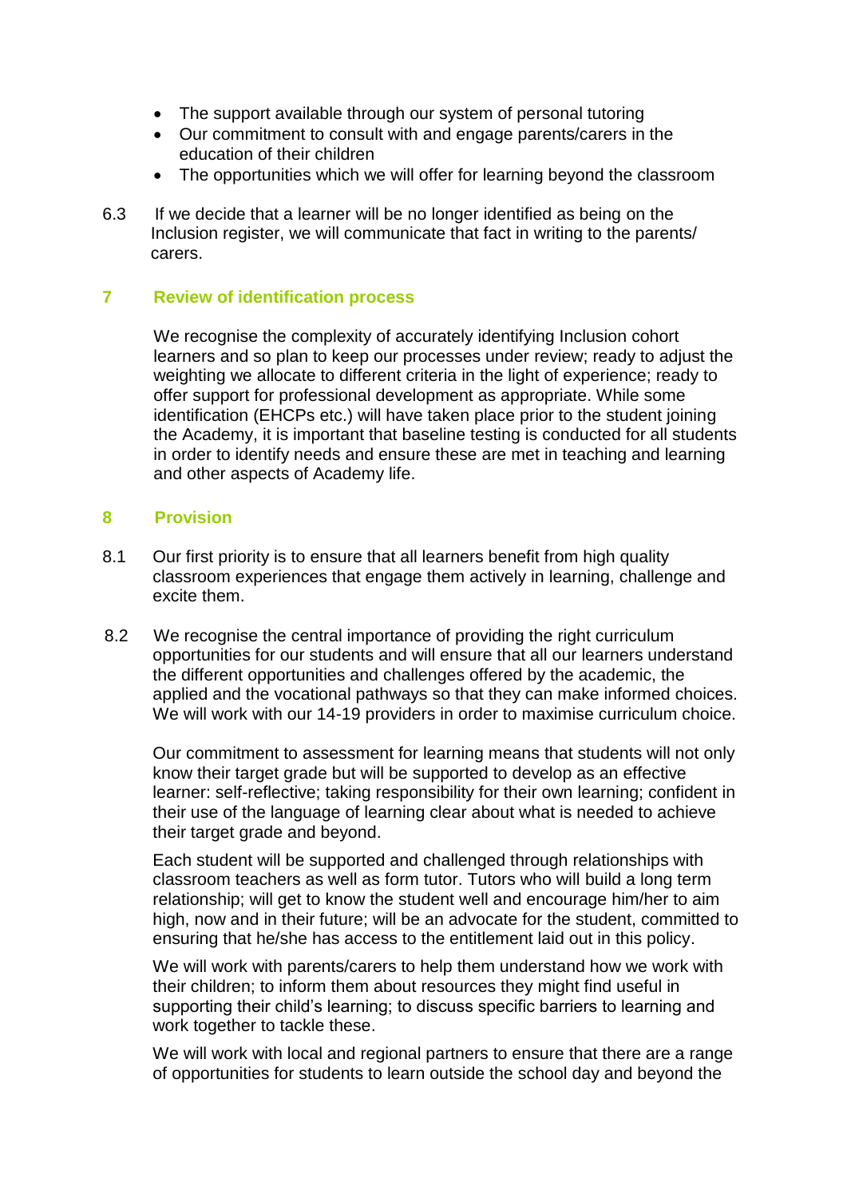- The support available through our system of personal tutoring
- Our commitment to consult with and engage parents/carers in the education of their children
- The opportunities which we will offer for learning beyond the classroom

6.3 If we decide that a learner will be no longer identified as being on the Inclusion register, we will communicate that fact in writing to the parents/ carers.

## 7 Review of identification process

We recognise the complexity of accurately identifying Inclusion cohort learners and so plan to keep our processes under review; ready to adjust the weighting we allocate to different criteria in the light of experience; ready to offer support for professional development as appropriate. While some identification (EHCPs etc.) will have taken place prior to the student joining the Academy, it is important that baseline testing is conducted for all students in order to identify needs and ensure these are met in teaching and learning and other aspects of Academy life.

## 8 Provision

8.1 Our first priority is to ensure that all learners benefit from high quality classroom experiences that engage them actively in learning, challenge and excite them.

8.2 We recognise the central importance of providing the right curriculum opportunities for our students and will ensure that all our learners understand the different opportunities and challenges offered by the academic, the applied and the vocational pathways so that they can make informed choices. We will work with our 14-19 providers in order to maximise curriculum choice.

Our commitment to assessment for learning means that students will not only know their target grade but will be supported to develop as an effective learner: self-reflective; taking responsibility for their own learning; confident in their use of the language of learning clear about what is needed to achieve their target grade and beyond.

Each student will be supported and challenged through relationships with classroom teachers as well as form tutor. Tutors who will build a long term relationship; will get to know the student well and encourage him/her to aim high, now and in their future; will be an advocate for the student, committed to ensuring that he/she has access to the entitlement laid out in this policy.

We will work with parents/carers to help them understand how we work with their children; to inform them about resources they might find useful in supporting their child's learning; to discuss specific barriers to learning and work together to tackle these.

We will work with local and regional partners to ensure that there are a range of opportunities for students to learn outside the school day and beyond the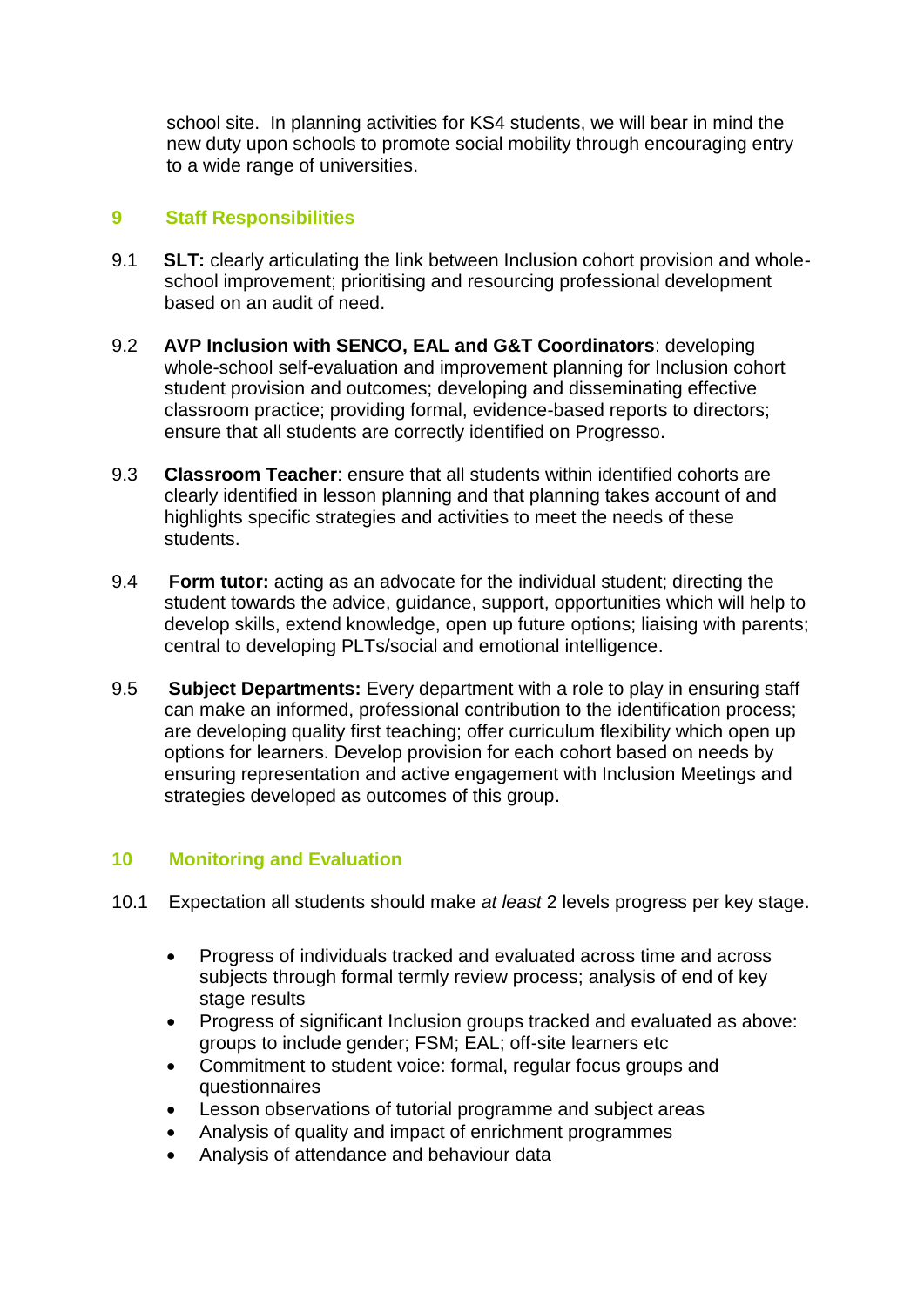school site. In planning activities for KS4 students, we will bear in mind the new duty upon schools to promote social mobility through encouraging entry to a wide range of universities.

## 9 Staff Responsibilities

9.1 **SLT:** clearly articulating the link between Inclusion cohort provision and whole-school improvement; prioritising and resourcing professional development based on an audit of need.

9.2 **AVP Inclusion with SENCO, EAL and G&T Coordinators**: developing whole-school self-evaluation and improvement planning for Inclusion cohort student provision and outcomes; developing and disseminating effective classroom practice; providing formal, evidence-based reports to directors; ensure that all students are correctly identified on Progresso.

9.3 **Classroom Teacher**: ensure that all students within identified cohorts are clearly identified in lesson planning and that planning takes account of and highlights specific strategies and activities to meet the needs of these students.

9.4 **Form tutor:** acting as an advocate for the individual student; directing the student towards the advice, guidance, support, opportunities which will help to develop skills, extend knowledge, open up future options; liaising with parents; central to developing PLTs/social and emotional intelligence.

9.5 **Subject Departments:** Every department with a role to play in ensuring staff can make an informed, professional contribution to the identification process; are developing quality first teaching; offer curriculum flexibility which open up options for learners. Develop provision for each cohort based on needs by ensuring representation and active engagement with Inclusion Meetings and strategies developed as outcomes of this group.

## 10 Monitoring and Evaluation

10.1 Expectation all students should make *at least* 2 levels progress per key stage.

- Progress of individuals tracked and evaluated across time and across subjects through formal termly review process; analysis of end of key stage results
- Progress of significant Inclusion groups tracked and evaluated as above: groups to include gender; FSM; EAL; off-site learners etc
- Commitment to student voice: formal, regular focus groups and questionnaires
- Lesson observations of tutorial programme and subject areas
- Analysis of quality and impact of enrichment programmes
- Analysis of attendance and behaviour data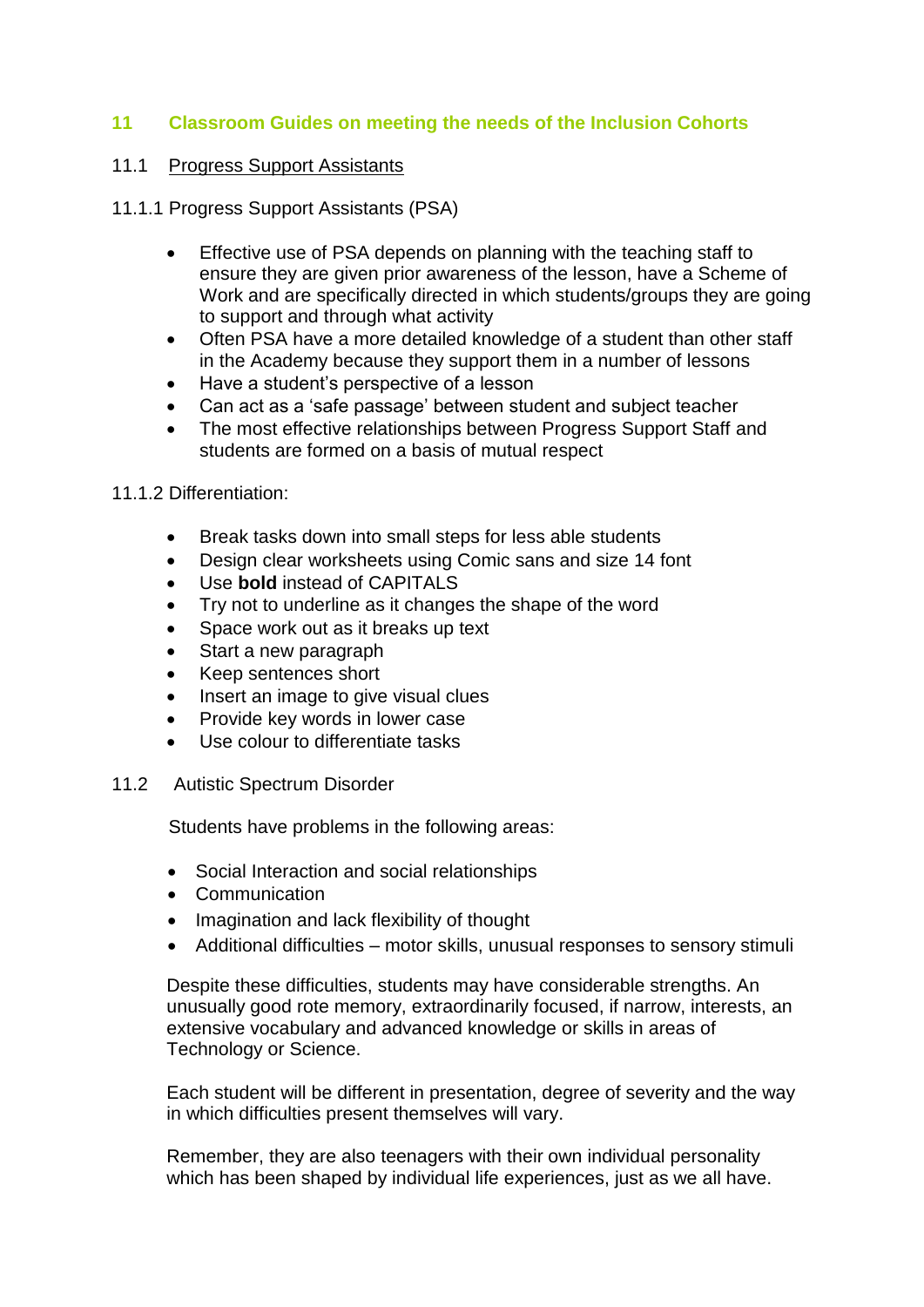## 11 Classroom Guides on meeting the needs of the Inclusion Cohorts

### 11.1 Progress Support Assistants

11.1.1 Progress Support Assistants (PSA)

- Effective use of PSA depends on planning with the teaching staff to ensure they are given prior awareness of the lesson, have a Scheme of Work and are specifically directed in which students/groups they are going to support and through what activity
- Often PSA have a more detailed knowledge of a student than other staff in the Academy because they support them in a number of lessons
- Have a student's perspective of a lesson
- Can act as a 'safe passage' between student and subject teacher
- The most effective relationships between Progress Support Staff and students are formed on a basis of mutual respect

11.1.2 Differentiation:

- Break tasks down into small steps for less able students
- Design clear worksheets using Comic sans and size 14 font
- Use **bold** instead of CAPITALS
- Try not to underline as it changes the shape of the word
- Space work out as it breaks up text
- Start a new paragraph
- Keep sentences short
- Insert an image to give visual clues
- Provide key words in lower case
- Use colour to differentiate tasks

### 11.2 Autistic Spectrum Disorder

Students have problems in the following areas:

- Social Interaction and social relationships
- Communication
- Imagination and lack flexibility of thought
- Additional difficulties – motor skills, unusual responses to sensory stimuli

Despite these difficulties, students may have considerable strengths. An unusually good rote memory, extraordinarily focused, if narrow, interests, an extensive vocabulary and advanced knowledge or skills in areas of Technology or Science.

Each student will be different in presentation, degree of severity and the way in which difficulties present themselves will vary.

Remember, they are also teenagers with their own individual personality which has been shaped by individual life experiences, just as we all have.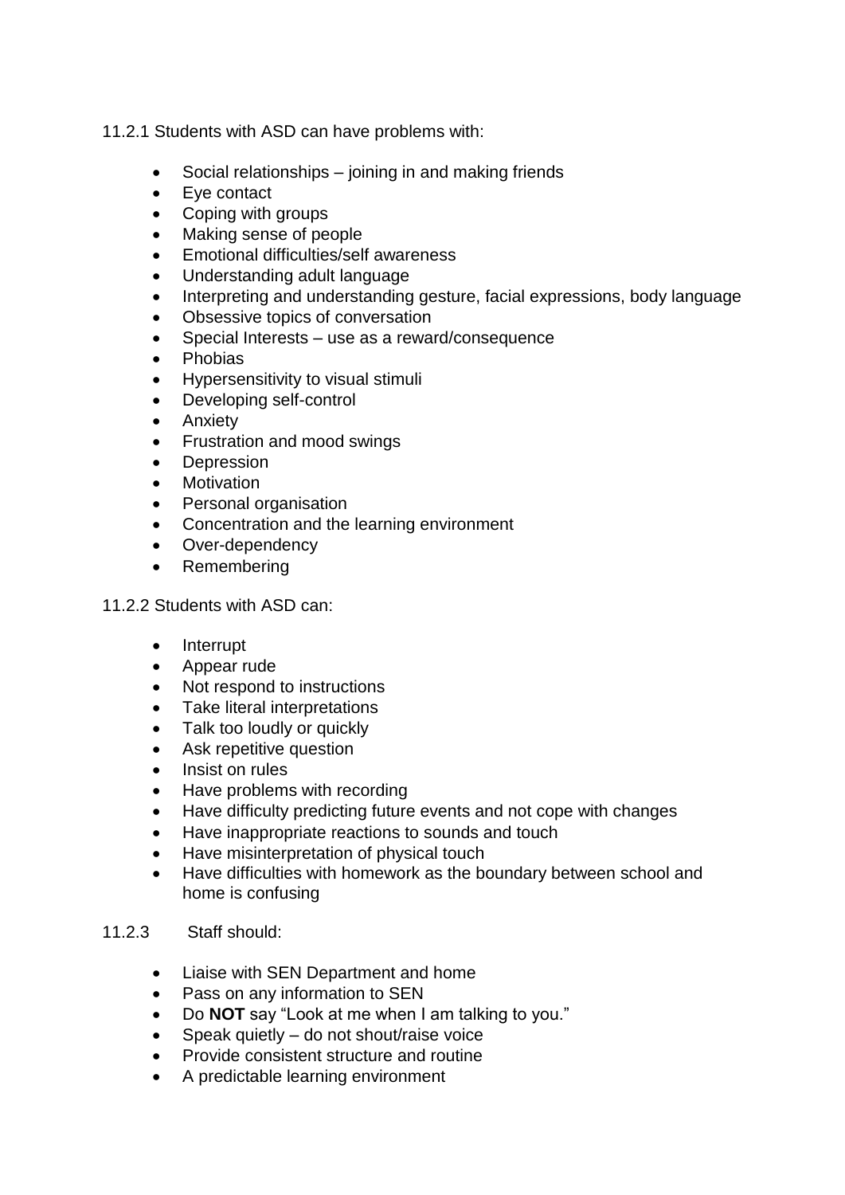11.2.1 Students with ASD can have problems with:

- Social relationships – joining in and making friends
- Eye contact
- Coping with groups
- Making sense of people
- Emotional difficulties/self awareness
- Understanding adult language
- Interpreting and understanding gesture, facial expressions, body language
- Obsessive topics of conversation
- Special Interests – use as a reward/consequence
- Phobias
- Hypersensitivity to visual stimuli
- Developing self-control
- Anxiety
- Frustration and mood swings
- Depression
- Motivation
- Personal organisation
- Concentration and the learning environment
- Over-dependency
- Remembering

11.2.2 Students with ASD can:

- Interrupt
- Appear rude
- Not respond to instructions
- Take literal interpretations
- Talk too loudly or quickly
- Ask repetitive question
- Insist on rules
- Have problems with recording
- Have difficulty predicting future events and not cope with changes
- Have inappropriate reactions to sounds and touch
- Have misinterpretation of physical touch
- Have difficulties with homework as the boundary between school and home is confusing

11.2.3 Staff should:

- Liaise with SEN Department and home
- Pass on any information to SEN
- Do **NOT** say "Look at me when I am talking to you."
- Speak quietly – do not shout/raise voice
- Provide consistent structure and routine
- A predictable learning environment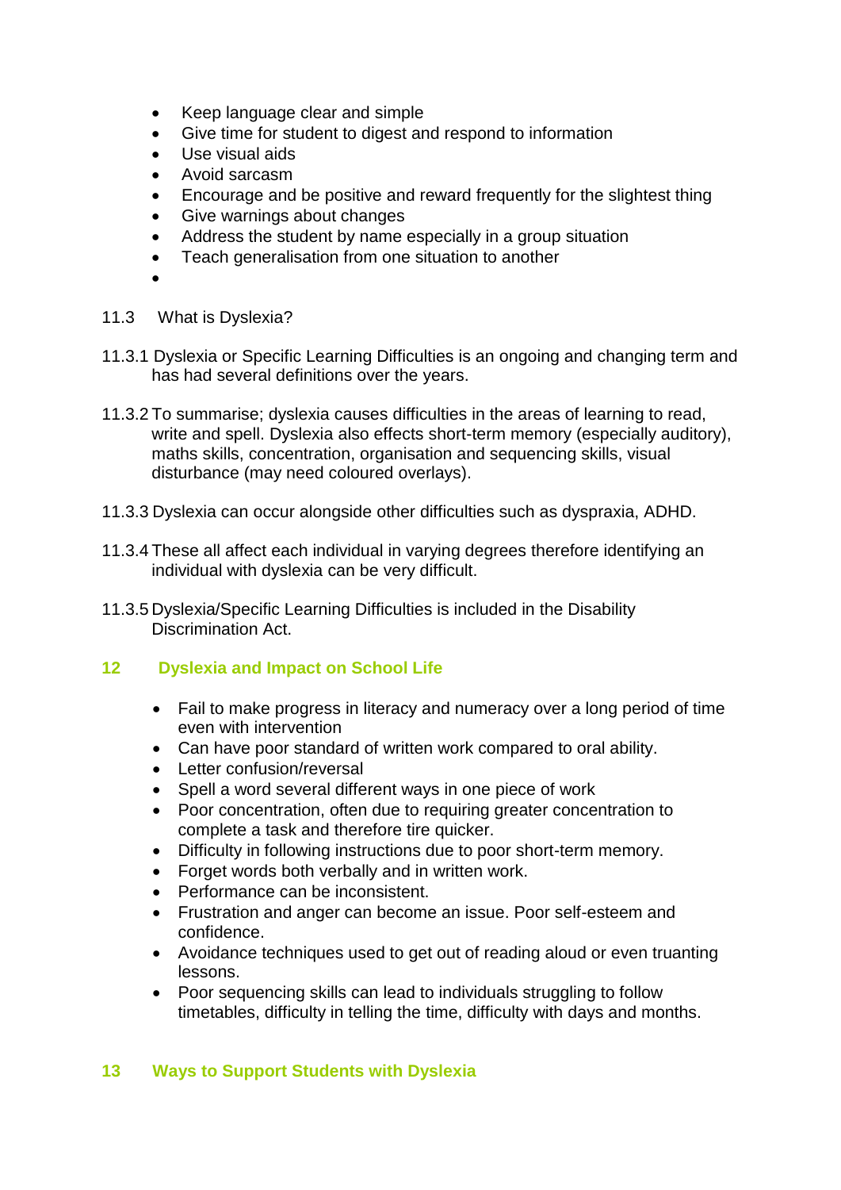- Keep language clear and simple
- Give time for student to digest and respond to information
- Use visual aids
- Avoid sarcasm
- Encourage and be positive and reward frequently for the slightest thing
- Give warnings about changes
- Address the student by name especially in a group situation
- Teach generalisation from one situation to another

### 11.3 What is Dyslexia?

11.3.1 Dyslexia or Specific Learning Difficulties is an ongoing and changing term and has had several definitions over the years.

11.3.2 To summarise; dyslexia causes difficulties in the areas of learning to read, write and spell. Dyslexia also effects short-term memory (especially auditory), maths skills, concentration, organisation and sequencing skills, visual disturbance (may need coloured overlays).

11.3.3 Dyslexia can occur alongside other difficulties such as dyspraxia, ADHD.

11.3.4 These all affect each individual in varying degrees therefore identifying an individual with dyslexia can be very difficult.

11.3.5 Dyslexia/Specific Learning Difficulties is included in the Disability Discrimination Act.

## 12 Dyslexia and Impact on School Life

- Fail to make progress in literacy and numeracy over a long period of time even with intervention
- Can have poor standard of written work compared to oral ability.
- Letter confusion/reversal
- Spell a word several different ways in one piece of work
- Poor concentration, often due to requiring greater concentration to complete a task and therefore tire quicker.
- Difficulty in following instructions due to poor short-term memory.
- Forget words both verbally and in written work.
- Performance can be inconsistent.
- Frustration and anger can become an issue. Poor self-esteem and confidence.
- Avoidance techniques used to get out of reading aloud or even truanting lessons.
- Poor sequencing skills can lead to individuals struggling to follow timetables, difficulty in telling the time, difficulty with days and months.

## 13 Ways to Support Students with Dyslexia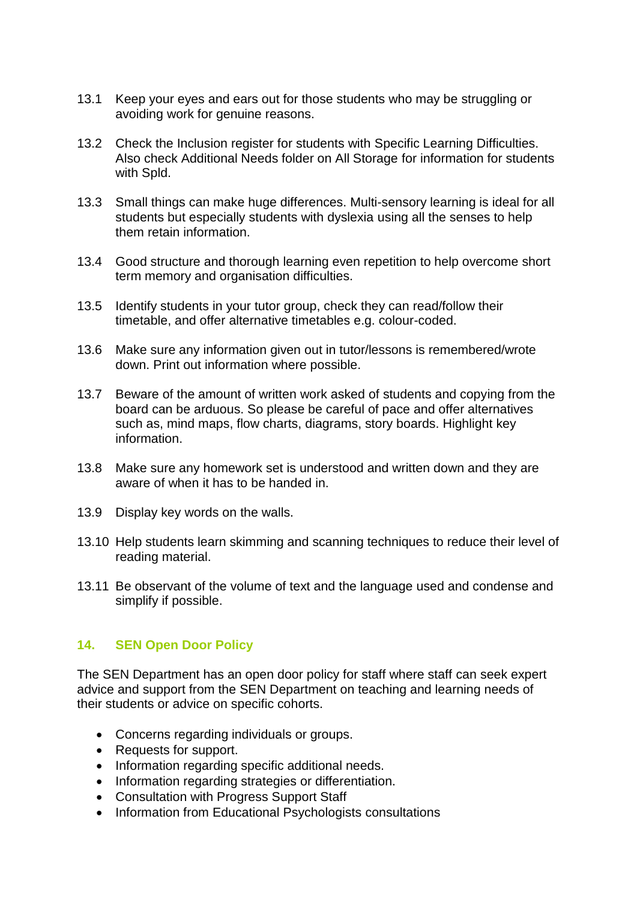13.1 Keep your eyes and ears out for those students who may be struggling or avoiding work for genuine reasons.

13.2 Check the Inclusion register for students with Specific Learning Difficulties. Also check Additional Needs folder on All Storage for information for students with Spld.

13.3 Small things can make huge differences. Multi-sensory learning is ideal for all students but especially students with dyslexia using all the senses to help them retain information.

13.4 Good structure and thorough learning even repetition to help overcome short term memory and organisation difficulties.

13.5 Identify students in your tutor group, check they can read/follow their timetable, and offer alternative timetables e.g. colour-coded.

13.6 Make sure any information given out in tutor/lessons is remembered/wrote down. Print out information where possible.

13.7 Beware of the amount of written work asked of students and copying from the board can be arduous. So please be careful of pace and offer alternatives such as, mind maps, flow charts, diagrams, story boards. Highlight key information.

13.8 Make sure any homework set is understood and written down and they are aware of when it has to be handed in.

13.9 Display key words on the walls.

13.10 Help students learn skimming and scanning techniques to reduce their level of reading material.

13.11 Be observant of the volume of text and the language used and condense and simplify if possible.

## 14. SEN Open Door Policy

The SEN Department has an open door policy for staff where staff can seek expert advice and support from the SEN Department on teaching and learning needs of their students or advice on specific cohorts.

- Concerns regarding individuals or groups.
- Requests for support.
- Information regarding specific additional needs.
- Information regarding strategies or differentiation.
- Consultation with Progress Support Staff
- Information from Educational Psychologists consultations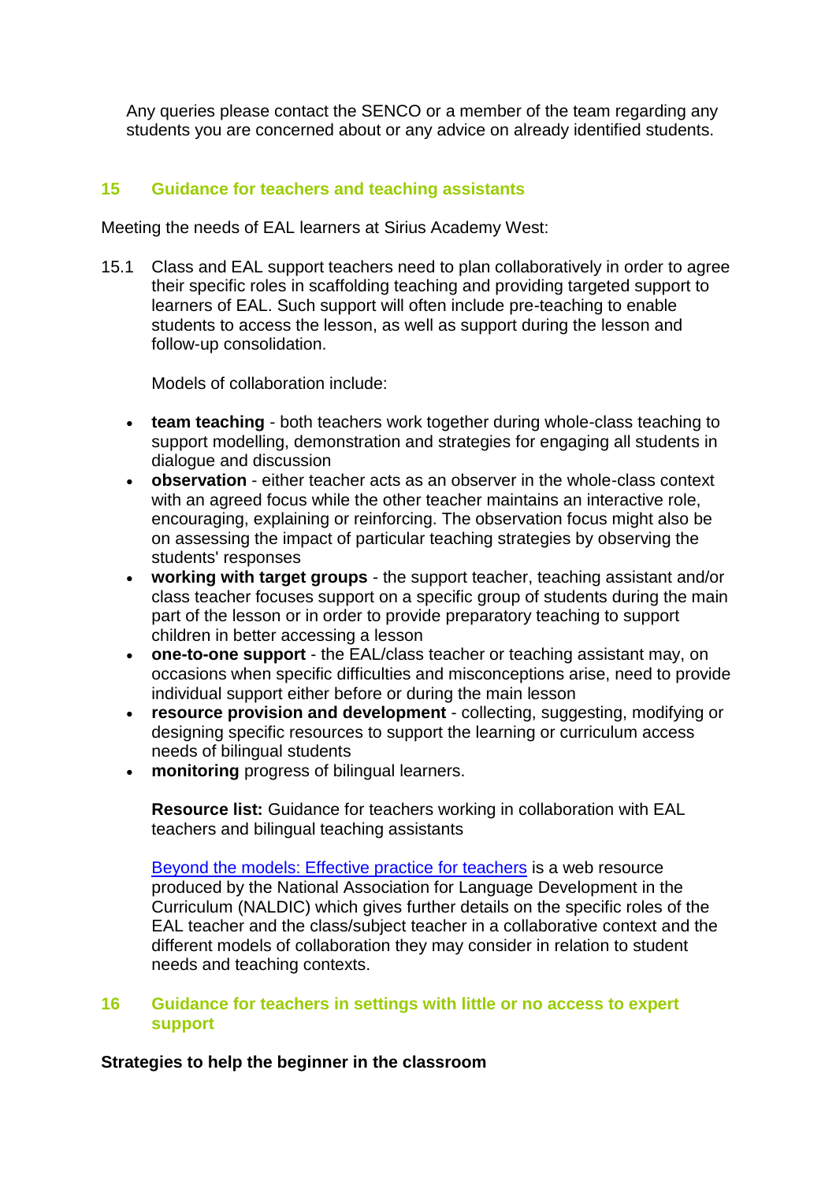Any queries please contact the SENCO or a member of the team regarding any students you are concerned about or any advice on already identified students.

## 15 Guidance for teachers and teaching assistants

Meeting the needs of EAL learners at Sirius Academy West:

15.1 Class and EAL support teachers need to plan collaboratively in order to agree their specific roles in scaffolding teaching and providing targeted support to learners of EAL. Such support will often include pre-teaching to enable students to access the lesson, as well as support during the lesson and follow-up consolidation.

Models of collaboration include:

- **team teaching** - both teachers work together during whole-class teaching to support modelling, demonstration and strategies for engaging all students in dialogue and discussion
- **observation** - either teacher acts as an observer in the whole-class context with an agreed focus while the other teacher maintains an interactive role, encouraging, explaining or reinforcing. The observation focus might also be on assessing the impact of particular teaching strategies by observing the students' responses
- **working with target groups** - the support teacher, teaching assistant and/or class teacher focuses support on a specific group of students during the main part of the lesson or in order to provide preparatory teaching to support children in better accessing a lesson
- **one-to-one support** - the EAL/class teacher or teaching assistant may, on occasions when specific difficulties and misconceptions arise, need to provide individual support either before or during the main lesson
- **resource provision and development** - collecting, suggesting, modifying or designing specific resources to support the learning or curriculum access needs of bilingual students
- **monitoring** progress of bilingual learners.

**Resource list:** Guidance for teachers working in collaboration with EAL teachers and bilingual teaching assistants

Beyond the models: Effective practice for teachers is a web resource produced by the National Association for Language Development in the Curriculum (NALDIC) which gives further details on the specific roles of the EAL teacher and the class/subject teacher in a collaborative context and the different models of collaboration they may consider in relation to student needs and teaching contexts.

## 16 Guidance for teachers in settings with little or no access to expert support

**Strategies to help the beginner in the classroom**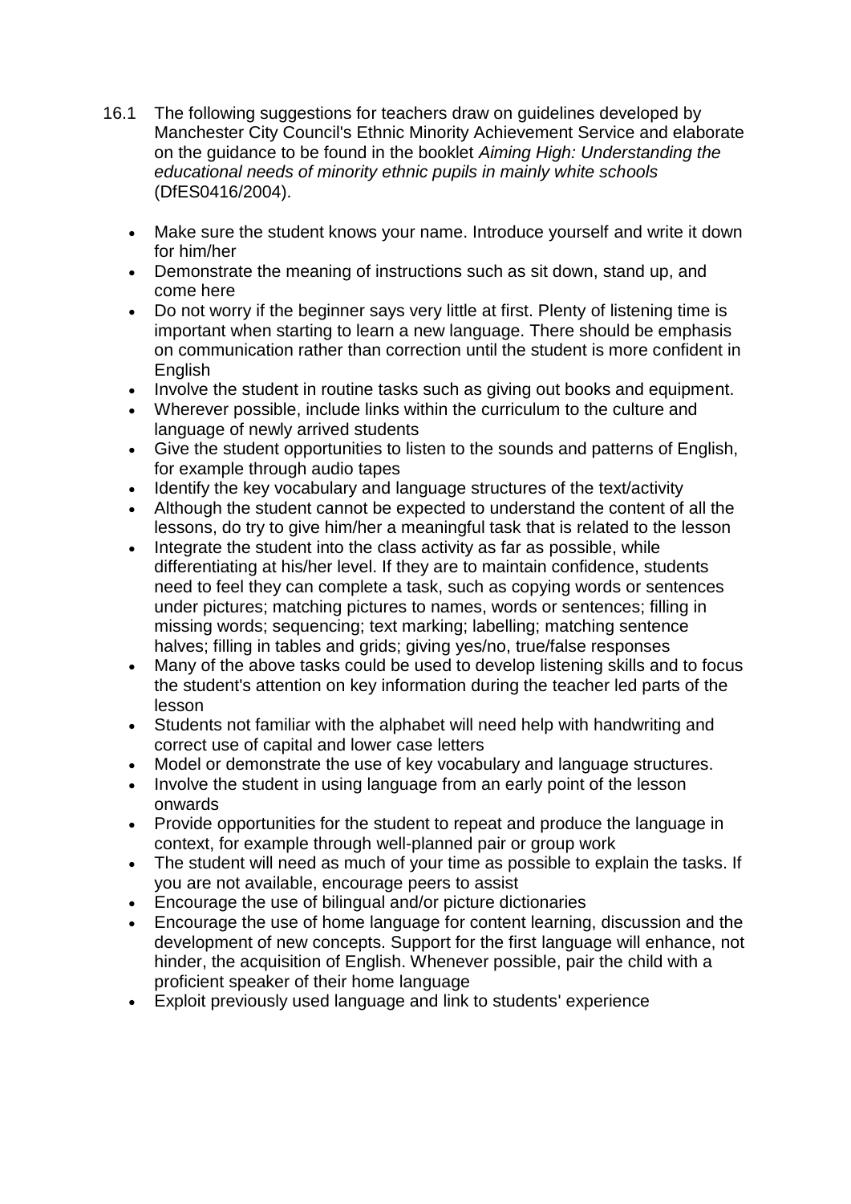16.1 The following suggestions for teachers draw on guidelines developed by Manchester City Council's Ethnic Minority Achievement Service and elaborate on the guidance to be found in the booklet *Aiming High: Understanding the educational needs of minority ethnic pupils in mainly white schools* (DfES0416/2004).

- Make sure the student knows your name. Introduce yourself and write it down for him/her
- Demonstrate the meaning of instructions such as sit down, stand up, and come here
- Do not worry if the beginner says very little at first. Plenty of listening time is important when starting to learn a new language. There should be emphasis on communication rather than correction until the student is more confident in English
- Involve the student in routine tasks such as giving out books and equipment.
- Wherever possible, include links within the curriculum to the culture and language of newly arrived students
- Give the student opportunities to listen to the sounds and patterns of English, for example through audio tapes
- Identify the key vocabulary and language structures of the text/activity
- Although the student cannot be expected to understand the content of all the lessons, do try to give him/her a meaningful task that is related to the lesson
- Integrate the student into the class activity as far as possible, while differentiating at his/her level. If they are to maintain confidence, students need to feel they can complete a task, such as copying words or sentences under pictures; matching pictures to names, words or sentences; filling in missing words; sequencing; text marking; labelling; matching sentence halves; filling in tables and grids; giving yes/no, true/false responses
- Many of the above tasks could be used to develop listening skills and to focus the student's attention on key information during the teacher led parts of the lesson
- Students not familiar with the alphabet will need help with handwriting and correct use of capital and lower case letters
- Model or demonstrate the use of key vocabulary and language structures.
- Involve the student in using language from an early point of the lesson onwards
- Provide opportunities for the student to repeat and produce the language in context, for example through well-planned pair or group work
- The student will need as much of your time as possible to explain the tasks. If you are not available, encourage peers to assist
- Encourage the use of bilingual and/or picture dictionaries
- Encourage the use of home language for content learning, discussion and the development of new concepts. Support for the first language will enhance, not hinder, the acquisition of English. Whenever possible, pair the child with a proficient speaker of their home language
- Exploit previously used language and link to students' experience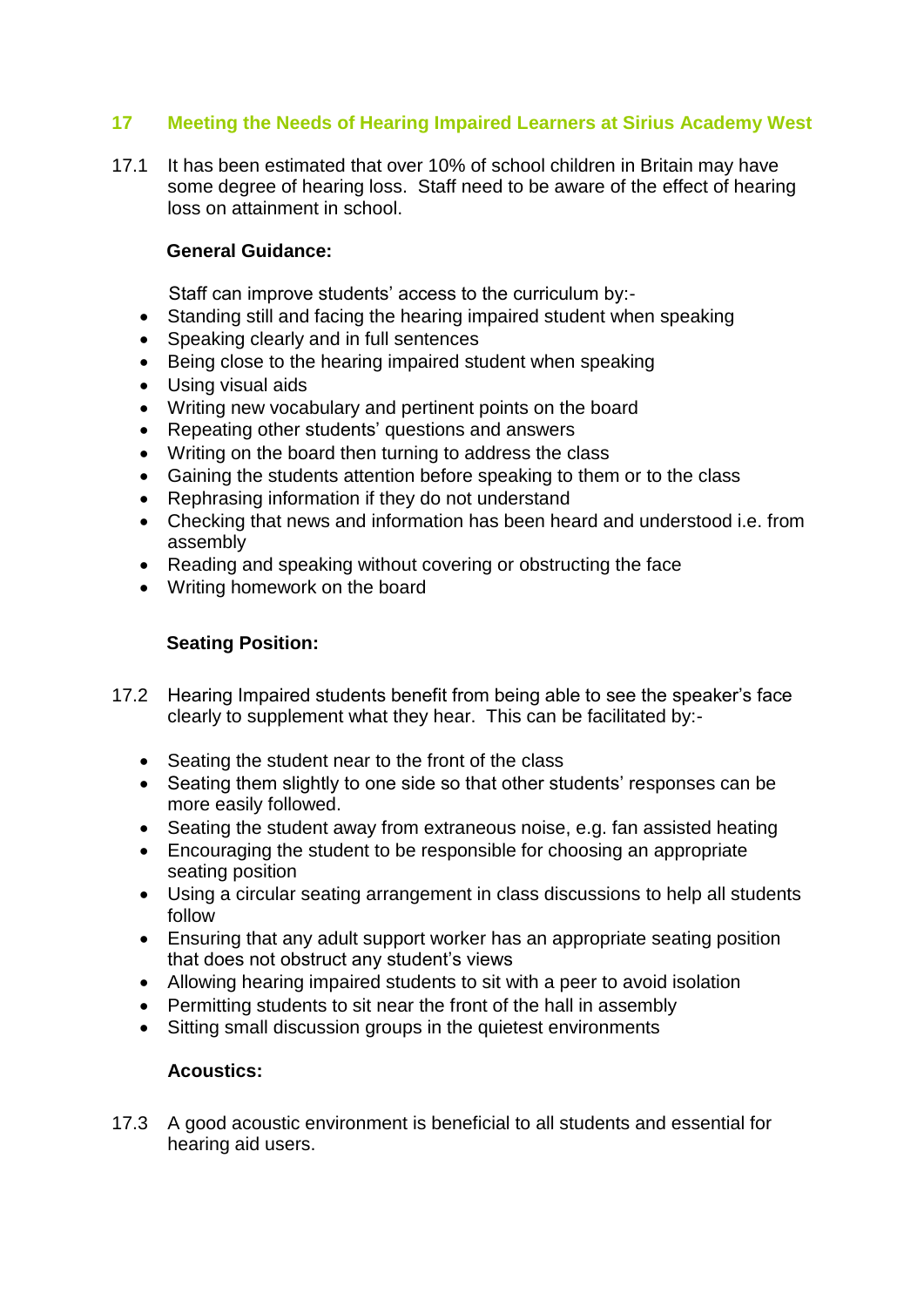## 17 Meeting the Needs of Hearing Impaired Learners at Sirius Academy West

17.1 It has been estimated that over 10% of school children in Britain may have some degree of hearing loss. Staff need to be aware of the effect of hearing loss on attainment in school.

**General Guidance:**

Staff can improve students' access to the curriculum by:-

- Standing still and facing the hearing impaired student when speaking
- Speaking clearly and in full sentences
- Being close to the hearing impaired student when speaking
- Using visual aids
- Writing new vocabulary and pertinent points on the board
- Repeating other students' questions and answers
- Writing on the board then turning to address the class
- Gaining the students attention before speaking to them or to the class
- Rephrasing information if they do not understand
- Checking that news and information has been heard and understood i.e. from assembly
- Reading and speaking without covering or obstructing the face
- Writing homework on the board

**Seating Position:**

17.2 Hearing Impaired students benefit from being able to see the speaker's face clearly to supplement what they hear. This can be facilitated by:-

- Seating the student near to the front of the class
- Seating them slightly to one side so that other students' responses can be more easily followed.
- Seating the student away from extraneous noise, e.g. fan assisted heating
- Encouraging the student to be responsible for choosing an appropriate seating position
- Using a circular seating arrangement in class discussions to help all students follow
- Ensuring that any adult support worker has an appropriate seating position that does not obstruct any student's views
- Allowing hearing impaired students to sit with a peer to avoid isolation
- Permitting students to sit near the front of the hall in assembly
- Sitting small discussion groups in the quietest environments

**Acoustics:**

17.3 A good acoustic environment is beneficial to all students and essential for hearing aid users.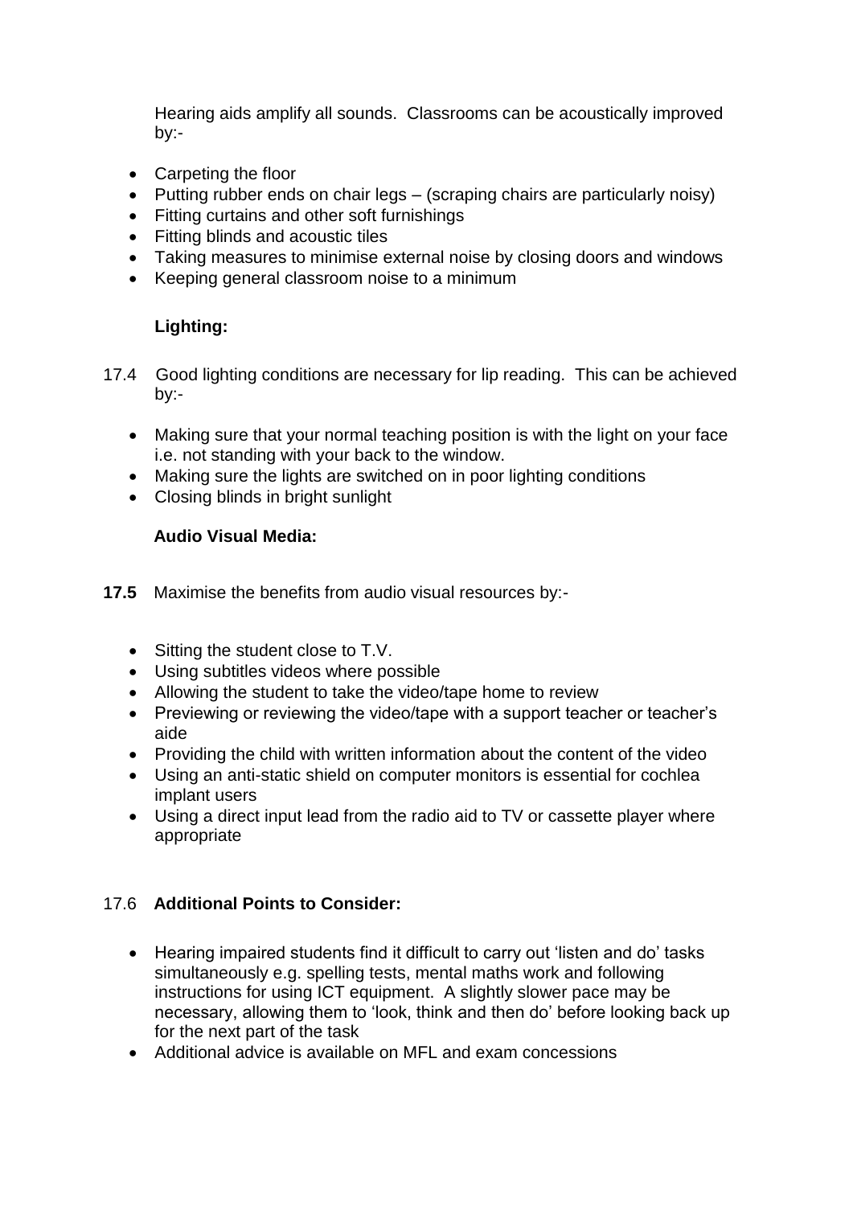Hearing aids amplify all sounds. Classrooms can be acoustically improved by:-

- Carpeting the floor
- Putting rubber ends on chair legs – (scraping chairs are particularly noisy)
- Fitting curtains and other soft furnishings
- Fitting blinds and acoustic tiles
- Taking measures to minimise external noise by closing doors and windows
- Keeping general classroom noise to a minimum

**Lighting:**

17.4 Good lighting conditions are necessary for lip reading. This can be achieved by:-

- Making sure that your normal teaching position is with the light on your face i.e. not standing with your back to the window.
- Making sure the lights are switched on in poor lighting conditions
- Closing blinds in bright sunlight

**Audio Visual Media:**

**17.5** Maximise the benefits from audio visual resources by:-

- Sitting the student close to T.V.
- Using subtitles videos where possible
- Allowing the student to take the video/tape home to review
- Previewing or reviewing the video/tape with a support teacher or teacher's aide
- Providing the child with written information about the content of the video
- Using an anti-static shield on computer monitors is essential for cochlea implant users
- Using a direct input lead from the radio aid to TV or cassette player where appropriate

17.6 **Additional Points to Consider:**

- Hearing impaired students find it difficult to carry out 'listen and do' tasks simultaneously e.g. spelling tests, mental maths work and following instructions for using ICT equipment. A slightly slower pace may be necessary, allowing them to 'look, think and then do' before looking back up for the next part of the task
- Additional advice is available on MFL and exam concessions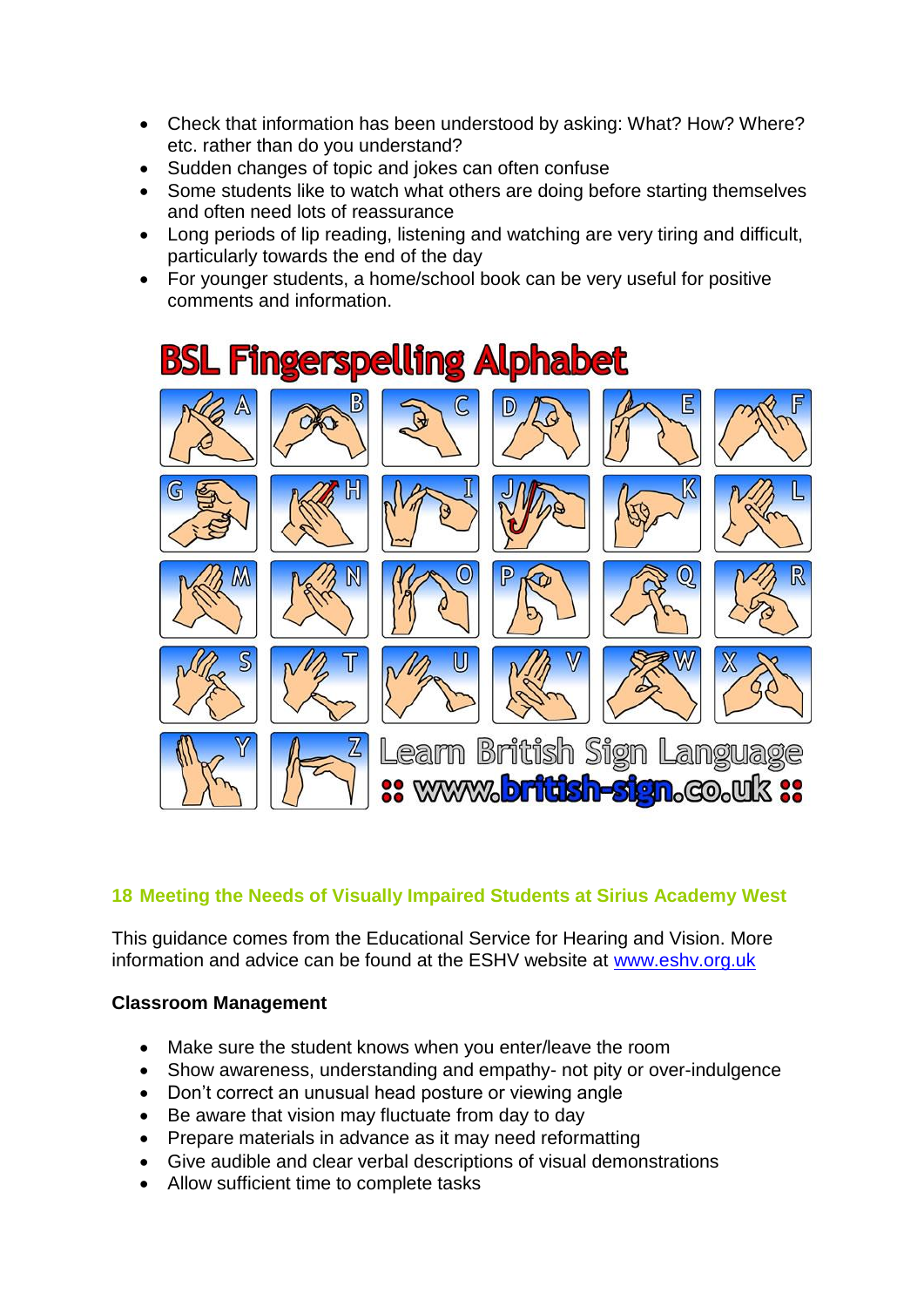- Check that information has been understood by asking: What? How? Where? etc. rather than do you understand?
- Sudden changes of topic and jokes can often confuse
- Some students like to watch what others are doing before starting themselves and often need lots of reassurance
- Long periods of lip reading, listening and watching are very tiring and difficult, particularly towards the end of the day
- For younger students, a home/school book can be very useful for positive comments and information.

BSL Fingerspelling Alphabet

A B C D E F G H I J K L M N O P Q R S T U V W X Y Z

Learn British Sign Language :: www.british-sign.co.uk ::

## 18 Meeting the Needs of Visually Impaired Students at Sirius Academy West

This guidance comes from the Educational Service for Hearing and Vision. More information and advice can be found at the ESHV website at www.eshv.org.uk

**Classroom Management**

- Make sure the student knows when you enter/leave the room
- Show awareness, understanding and empathy- not pity or over-indulgence
- Don't correct an unusual head posture or viewing angle
- Be aware that vision may fluctuate from day to day
- Prepare materials in advance as it may need reformatting
- Give audible and clear verbal descriptions of visual demonstrations
- Allow sufficient time to complete tasks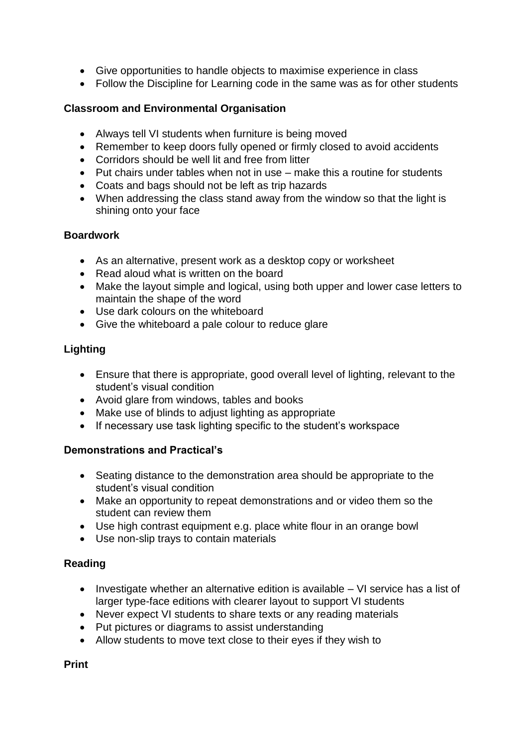- Give opportunities to handle objects to maximise experience in class
- Follow the Discipline for Learning code in the same was as for other students

**Classroom and Environmental Organisation**

- Always tell VI students when furniture is being moved
- Remember to keep doors fully opened or firmly closed to avoid accidents
- Corridors should be well lit and free from litter
- Put chairs under tables when not in use – make this a routine for students
- Coats and bags should not be left as trip hazards
- When addressing the class stand away from the window so that the light is shining onto your face

**Boardwork**

- As an alternative, present work as a desktop copy or worksheet
- Read aloud what is written on the board
- Make the layout simple and logical, using both upper and lower case letters to maintain the shape of the word
- Use dark colours on the whiteboard
- Give the whiteboard a pale colour to reduce glare

**Lighting**

- Ensure that there is appropriate, good overall level of lighting, relevant to the student's visual condition
- Avoid glare from windows, tables and books
- Make use of blinds to adjust lighting as appropriate
- If necessary use task lighting specific to the student's workspace

**Demonstrations and Practical's**

- Seating distance to the demonstration area should be appropriate to the student's visual condition
- Make an opportunity to repeat demonstrations and or video them so the student can review them
- Use high contrast equipment e.g. place white flour in an orange bowl
- Use non-slip trays to contain materials

**Reading**

- Investigate whether an alternative edition is available – VI service has a list of larger type-face editions with clearer layout to support VI students
- Never expect VI students to share texts or any reading materials
- Put pictures or diagrams to assist understanding
- Allow students to move text close to their eyes if they wish to

**Print**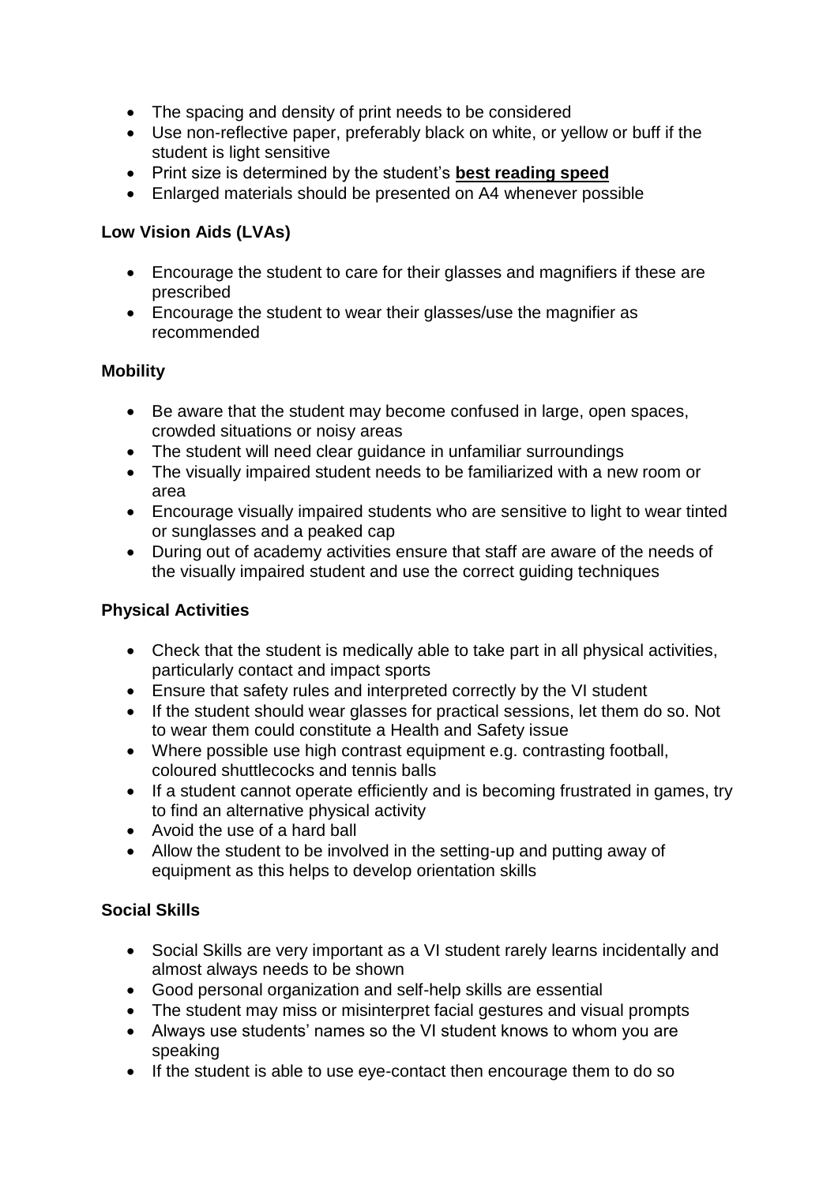- The spacing and density of print needs to be considered
- Use non-reflective paper, preferably black on white, or yellow or buff if the student is light sensitive
- Print size is determined by the student's **best reading speed**
- Enlarged materials should be presented on A4 whenever possible

**Low Vision Aids (LVAs)**

- Encourage the student to care for their glasses and magnifiers if these are prescribed
- Encourage the student to wear their glasses/use the magnifier as recommended

**Mobility**

- Be aware that the student may become confused in large, open spaces, crowded situations or noisy areas
- The student will need clear guidance in unfamiliar surroundings
- The visually impaired student needs to be familiarized with a new room or area
- Encourage visually impaired students who are sensitive to light to wear tinted or sunglasses and a peaked cap
- During out of academy activities ensure that staff are aware of the needs of the visually impaired student and use the correct guiding techniques

**Physical Activities**

- Check that the student is medically able to take part in all physical activities, particularly contact and impact sports
- Ensure that safety rules and interpreted correctly by the VI student
- If the student should wear glasses for practical sessions, let them do so. Not to wear them could constitute a Health and Safety issue
- Where possible use high contrast equipment e.g. contrasting football, coloured shuttlecocks and tennis balls
- If a student cannot operate efficiently and is becoming frustrated in games, try to find an alternative physical activity
- Avoid the use of a hard ball
- Allow the student to be involved in the setting-up and putting away of equipment as this helps to develop orientation skills

**Social Skills**

- Social Skills are very important as a VI student rarely learns incidentally and almost always needs to be shown
- Good personal organization and self-help skills are essential
- The student may miss or misinterpret facial gestures and visual prompts
- Always use students' names so the VI student knows to whom you are speaking
- If the student is able to use eye-contact then encourage them to do so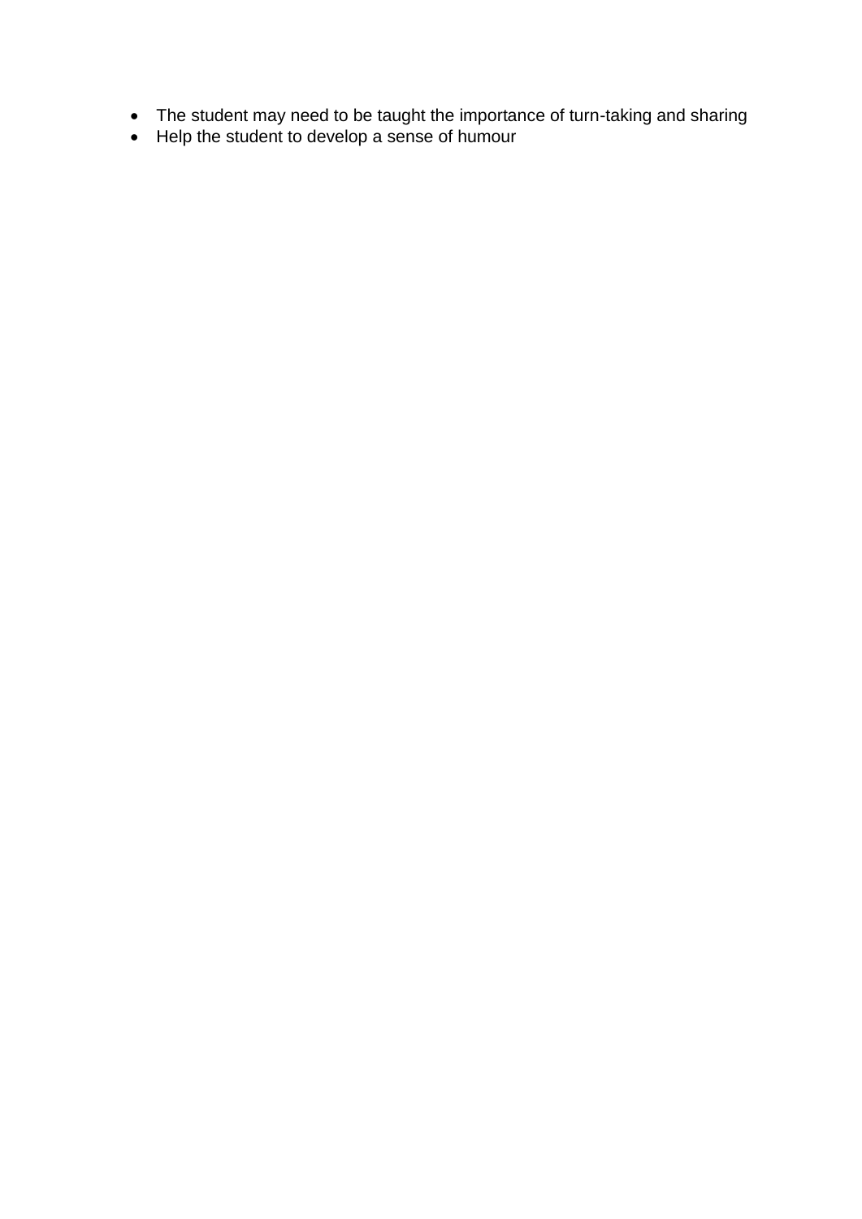- The student may need to be taught the importance of turn-taking and sharing
- Help the student to develop a sense of humour